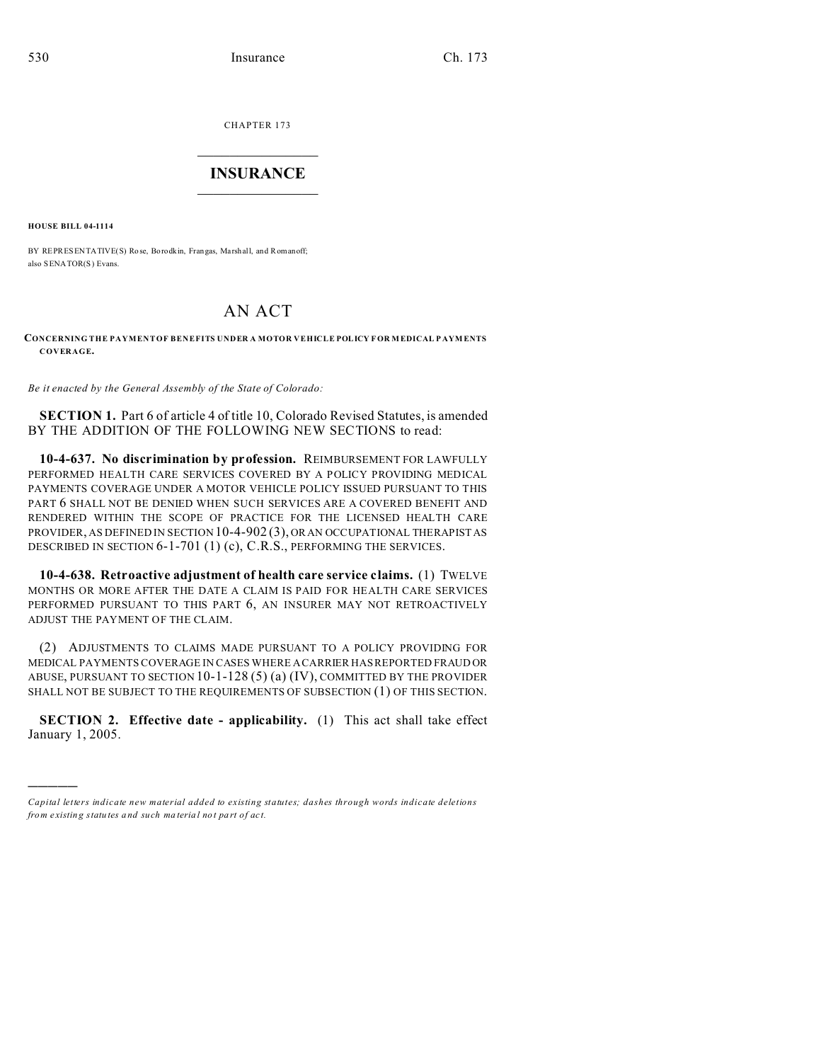CHAPTER 173

# INSURANCE

**HOUSE BILL 04-1114**

BY REPRESENTATIVE(S) Rose, Borodkin, Frangas, Marshall, and Romanoff; also SENATOR(S) Evans.

# AN ACT

**CONCERNING THE PAYMENT OF BENEFITS UNDER A MOTOR VEHICLE POLICY FOR MEDICAL PAYMENTS COVERAGE.**

*Be it enacted by the General Assembly of the State of Colorado:*

**SECTION 1.** Part 6 of article 4 of title 10, Colorado Revised Statutes, is amended BY THE ADDITION OF THE FOLLOWING NEW SECTIONS to read:

**10-4-637. No discrimination by profession.** REIMBURSEMENT FOR LAWFULLY PERFORMED HEALTH CARE SERVICES COVERED BY A POLICY PROVIDING MEDICAL PAYMENTS COVERAGE UNDER A MOTOR VEHICLE POLICY ISSUED PURSUANT TO THIS PART 6 SHALL NOT BE DENIED WHEN SUCH SERVICES ARE A COVERED BENEFIT AND RENDERED WITHIN THE SCOPE OF PRACTICE FOR THE LICENSED HEALTH CARE PROVIDER, AS DEFINED IN SECTION 10-4-902 (3), OR AN OCCUPATIONAL THERAPIST AS DESCRIBED IN SECTION 6-1-701 (1) (c), C.R.S., PERFORMING THE SERVICES.

**10-4-638. Retroactive adjustment of health care service claims.** (1) TWELVE MONTHS OR MORE AFTER THE DATE A CLAIM IS PAID FOR HEALTH CARE SERVICES PERFORMED PURSUANT TO THIS PART 6, AN INSURER MAY NOT RETROACTIVELY ADJUST THE PAYMENT OF THE CLAIM.

(2) ADJUSTMENTS TO CLAIMS MADE PURSUANT TO A POLICY PROVIDING FOR MEDICAL PAYMENTS COVERAGE IN CASES WHERE A CARRIER HAS REPORTED FRAUD OR ABUSE, PURSUANT TO SECTION 10-1-128 (5) (a) (IV), COMMITTED BY THE PROVIDER SHALL NOT BE SUBJECT TO THE REQUIREMENTS OF SUBSECTION (1) OF THIS SECTION.

**SECTION 2. Effective date - applicability.** (1) This act shall take effect January 1, 2005.

---

*Capital letters indicate new material added to existing statutes; dashes through words indicate deletions from existing statutes and such material not part of act.*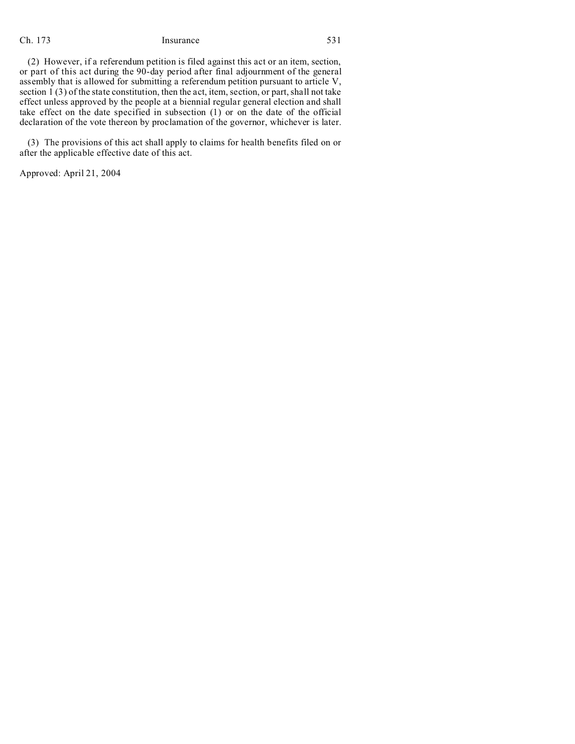(2) However, if a referendum petition is filed against this act or an item, section, or part of this act during the 90-day period after final adjournment of the general assembly that is allowed for submitting a referendum petition pursuant to article V, section 1 (3) of the state constitution, then the act, item, section, or part, shall not take effect unless approved by the people at a biennial regular general election and shall take effect on the date specified in subsection (1) or on the date of the official declaration of the vote thereon by proclamation of the governor, whichever is later.

(3) The provisions of this act shall apply to claims for health benefits filed on or after the applicable effective date of this act.

Approved: April 21, 2004